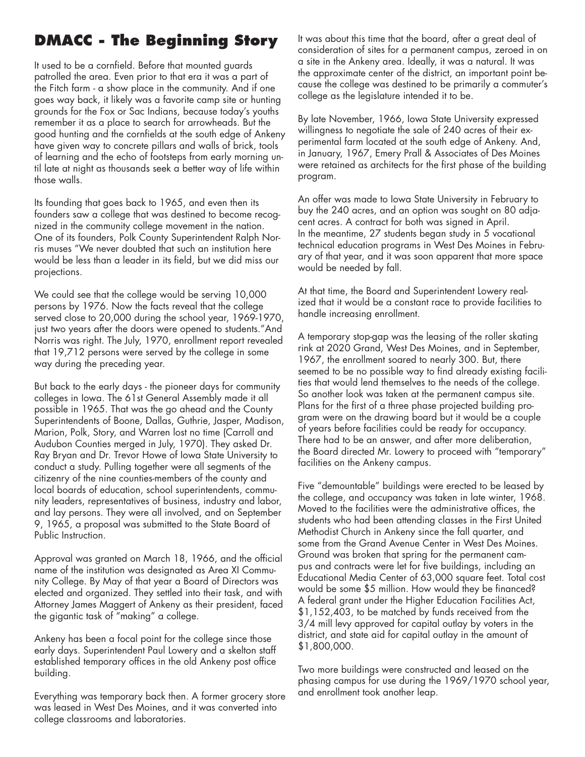# DMACC - The Beginning Story

It used to be a cornfield. Before that mounted guards patrolled the area. Even prior to that era it was a part of the Fitch farm - a show place in the community. And if one goes way back, it likely was a favorite camp site or hunting grounds for the Fox or Sac Indians, because today's youths remember it as a place to search for arrowheads. But the good hunting and the cornfields at the south edge of Ankeny have given way to concrete pillars and walls of brick, tools of learning and the echo of footsteps from early morning until late at night as thousands seek a better way of life within those walls.

Its founding that goes back to 1965, and even then its founders saw a college that was destined to become recognized in the community college movement in the nation. One of its founders, Polk County Superintendent Ralph Norris muses "We never doubted that such an institution here would be less than a leader in its field, but we did miss our projections.

We could see that the college would be serving 10,000 persons by 1976. Now the facts reveal that the college served close to 20,000 during the school year, 1969-1970, just two years after the doors were opened to students."And Norris was right. The July, 1970, enrollment report revealed that 19,712 persons were served by the college in some way during the preceding year.

But back to the early days - the pioneer days for community colleges in Iowa. The 61st General Assembly made it all possible in 1965. That was the go ahead and the County Superintendents of Boone, Dallas, Guthrie, Jasper, Madison, Marion, Polk, Story, and Warren lost no time (Carroll and Audubon Counties merged in July, 1970). They asked Dr. Ray Bryan and Dr. Trevor Howe of Iowa State University to conduct a study. Pulling together were all segments of the citizenry of the nine counties-members of the county and local boards of education, school superintendents, community leaders, representatives of business, industry and labor, and lay persons. They were all involved, and on September 9, 1965, a proposal was submitted to the State Board of Public Instruction.

Approval was granted on March 18, 1966, and the official name of the institution was designated as Area XI Community College. By May of that year a Board of Directors was elected and organized. They settled into their task, and with Attorney James Maggert of Ankeny as their president, faced the gigantic task of "making" a college.

Ankeny has been a focal point for the college since those early days. Superintendent Paul Lowery and a skelton staff established temporary offices in the old Ankeny post office building.

Everything was temporary back then. A former grocery store was leased in West Des Moines, and it was converted into college classrooms and laboratories.

It was about this time that the board, after a great deal of consideration of sites for a permanent campus, zeroed in on a site in the Ankeny area. Ideally, it was a natural. It was the approximate center of the district, an important point because the college was destined to be primarily a commuter's college as the legislature intended it to be.

By late November, 1966, Iowa State University expressed willingness to negotiate the sale of 240 acres of their experimental farm located at the south edge of Ankeny. And, in January, 1967, Emery Prall & Associates of Des Moines were retained as architects for the first phase of the building program.

An offer was made to Iowa State University in February to buy the 240 acres, and an option was sought on 80 adjacent acres. A contract for both was signed in April. In the meantime, 27 students began study in 5 vocational technical education programs in West Des Moines in February of that year, and it was soon apparent that more space would be needed by fall.

At that time, the Board and Superintendent Lowery realized that it would be a constant race to provide facilities to handle increasing enrollment.

A temporary stop-gap was the leasing of the roller skating rink at 2020 Grand, West Des Moines, and in September, 1967, the enrollment soared to nearly 300. But, there seemed to be no possible way to find already existing facilities that would lend themselves to the needs of the college. So another look was taken at the permanent campus site. Plans for the first of a three phase projected building program were on the drawing board but it would be a couple of years before facilities could be ready for occupancy. There had to be an answer, and after more deliberation, the Board directed Mr. Lowery to proceed with "temporary" facilities on the Ankeny campus.

Five "demountable" buildings were erected to be leased by the college, and occupancy was taken in late winter, 1968. Moved to the facilities were the administrative offices, the students who had been attending classes in the First United Methodist Church in Ankeny since the fall quarter, and some from the Grand Avenue Center in West Des Moines. Ground was broken that spring for the permanent campus and contracts were let for five buildings, including an Educational Media Center of 63,000 square feet. Total cost would be some $5 million. How would they be financed? A federal grant under the Higher Education Facilities Act, $1,152,403, to be matched by funds received from the 3/4 mill levy approved for capital outlay by voters in the district, and state aid for capital outlay in the amount of $1,800,000.

Two more buildings were constructed and leased on the phasing campus for use during the 1969/1970 school year, and enrollment took another leap.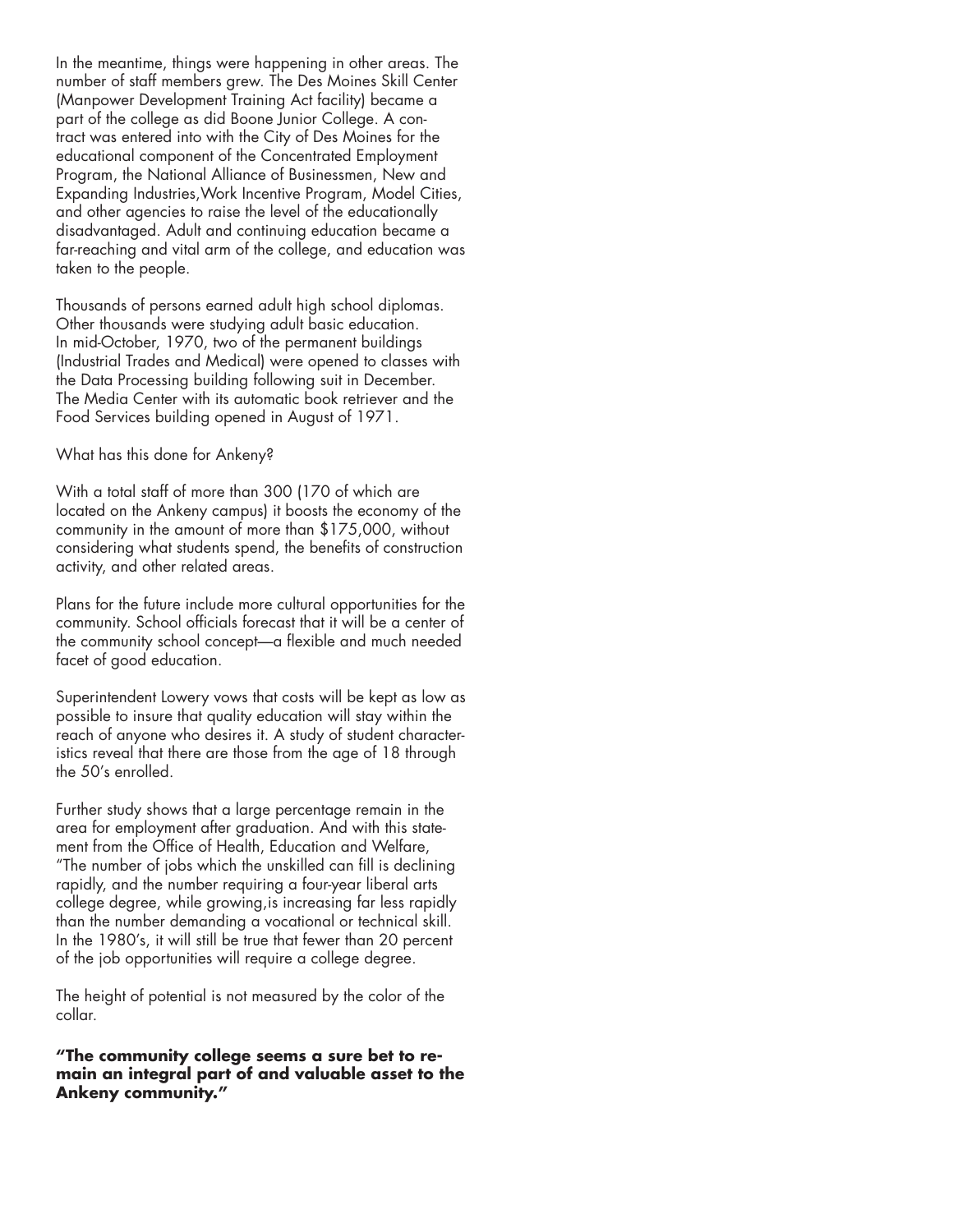In the meantime, things were happening in other areas. The number of staff members grew. The Des Moines Skill Center (Manpower Development Training Act facility) became a part of the college as did Boone Junior College. A contract was entered into with the City of Des Moines for the educational component of the Concentrated Employment Program, the National Alliance of Businessmen, New and Expanding Industries,Work Incentive Program, Model Cities, and other agencies to raise the level of the educationally disadvantaged. Adult and continuing education became a far-reaching and vital arm of the college, and education was taken to the people.

Thousands of persons earned adult high school diplomas. Other thousands were studying adult basic education. In mid-October, 1970, two of the permanent buildings (Industrial Trades and Medical) were opened to classes with the Data Processing building following suit in December. The Media Center with its automatic book retriever and the Food Services building opened in August of 1971.

What has this done for Ankeny?

With a total staff of more than 300 (170 of which are located on the Ankeny campus) it boosts the economy of the community in the amount of more than $175,000, without considering what students spend, the benefits of construction activity, and other related areas.

Plans for the future include more cultural opportunities for the community. School officials forecast that it will be a center of the community school concept—a flexible and much needed facet of good education.

Superintendent Lowery vows that costs will be kept as low as possible to insure that quality education will stay within the reach of anyone who desires it. A study of student characteristics reveal that there are those from the age of 18 through the 50's enrolled.

Further study shows that a large percentage remain in the area for employment after graduation. And with this statement from the Office of Health, Education and Welfare, "The number of jobs which the unskilled can fill is declining rapidly, and the number requiring a four-year liberal arts college degree, while growing,is increasing far less rapidly than the number demanding a vocational or technical skill. In the 1980's, it will still be true that fewer than 20 percent of the job opportunities will require a college degree.

The height of potential is not measured by the color of the collar.

**"The community college seems a sure bet to remain an integral part of and valuable asset to the Ankeny community."**